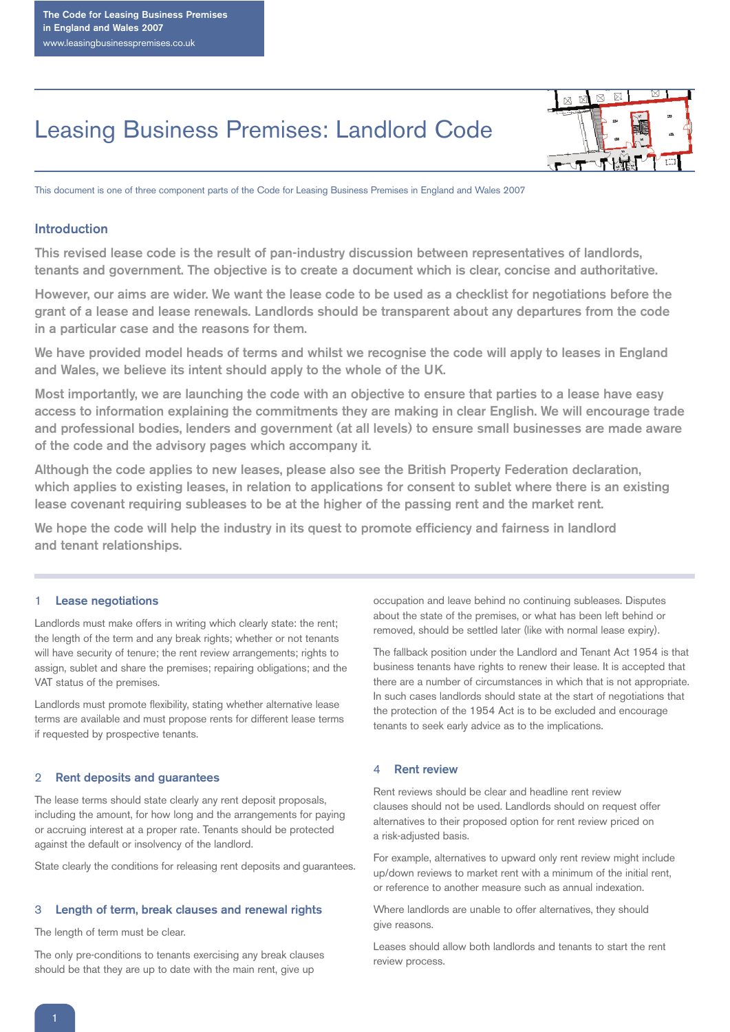The Code for Leasing Business Premises in England and Wales 2007
www.leasingbusinesspremises.co.uk

# Leasing Business Premises: Landlord Code

This document is one of three component parts of the Code for Leasing Business Premises in England and Wales 2007

## Introduction

This revised lease code is the result of pan-industry discussion between representatives of landlords, tenants and government. The objective is to create a document which is clear, concise and authoritative.

However, our aims are wider. We want the lease code to be used as a checklist for negotiations before the grant of a lease and lease renewals. Landlords should be transparent about any departures from the code in a particular case and the reasons for them.

We have provided model heads of terms and whilst we recognise the code will apply to leases in England and Wales, we believe its intent should apply to the whole of the UK.

Most importantly, we are launching the code with an objective to ensure that parties to a lease have easy access to information explaining the commitments they are making in clear English. We will encourage trade and professional bodies, lenders and government (at all levels) to ensure small businesses are made aware of the code and the advisory pages which accompany it.

Although the code applies to new leases, please also see the British Property Federation declaration, which applies to existing leases, in relation to applications for consent to sublet where there is an existing lease covenant requiring subleases to be at the higher of the passing rent and the market rent.

We hope the code will help the industry in its quest to promote efficiency and fairness in landlord and tenant relationships.

### 1 Lease negotiations

Landlords must make offers in writing which clearly state: the rent; the length of the term and any break rights; whether or not tenants will have security of tenure; the rent review arrangements; rights to assign, sublet and share the premises; repairing obligations; and the VAT status of the premises.

Landlords must promote flexibility, stating whether alternative lease terms are available and must propose rents for different lease terms if requested by prospective tenants.

### 2 Rent deposits and guarantees

The lease terms should state clearly any rent deposit proposals, including the amount, for how long and the arrangements for paying or accruing interest at a proper rate. Tenants should be protected against the default or insolvency of the landlord.

State clearly the conditions for releasing rent deposits and guarantees.

### 3 Length of term, break clauses and renewal rights

The length of term must be clear.

The only pre-conditions to tenants exercising any break clauses should be that they are up to date with the main rent, give up occupation and leave behind no continuing subleases. Disputes about the state of the premises, or what has been left behind or removed, should be settled later (like with normal lease expiry).

The fallback position under the Landlord and Tenant Act 1954 is that business tenants have rights to renew their lease. It is accepted that there are a number of circumstances in which that is not appropriate. In such cases landlords should state at the start of negotiations that the protection of the 1954 Act is to be excluded and encourage tenants to seek early advice as to the implications.

### 4 Rent review

Rent reviews should be clear and headline rent review clauses should not be used. Landlords should on request offer alternatives to their proposed option for rent review priced on a risk-adjusted basis.

For example, alternatives to upward only rent review might include up/down reviews to market rent with a minimum of the initial rent, or reference to another measure such as annual indexation.

Where landlords are unable to offer alternatives, they should give reasons.

Leases should allow both landlords and tenants to start the rent review process.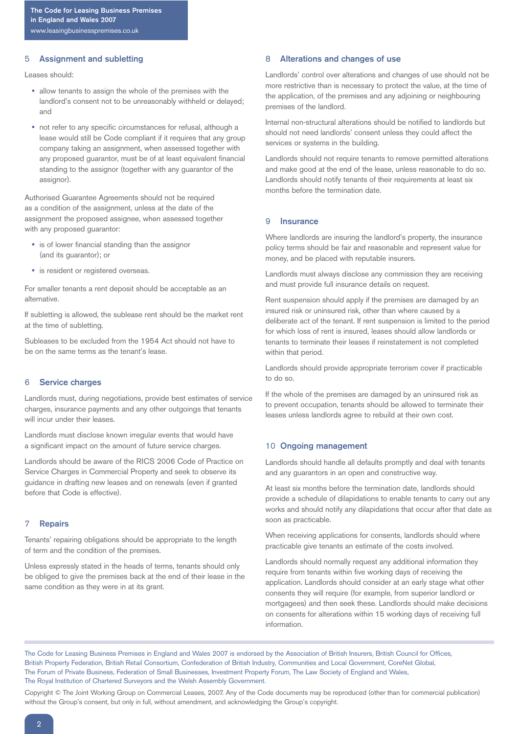## 5 Assignment and subletting

Leases should:

- allow tenants to assign the whole of the premises with the landlord's consent not to be unreasonably withheld or delayed; and
- not refer to any specific circumstances for refusal, although a lease would still be Code compliant if it requires that any group company taking an assignment, when assessed together with any proposed guarantor, must be of at least equivalent financial standing to the assignor (together with any guarantor of the assignor).

Authorised Guarantee Agreements should not be required as a condition of the assignment, unless at the date of the assignment the proposed assignee, when assessed together with any proposed guarantor:

- is of lower financial standing than the assignor (and its guarantor); or
- is resident or registered overseas.

For smaller tenants a rent deposit should be acceptable as an alternative.

If subletting is allowed, the sublease rent should be the market rent at the time of subletting.

Subleases to be excluded from the 1954 Act should not have to be on the same terms as the tenant's lease.

## 6 Service charges

Landlords must, during negotiations, provide best estimates of service charges, insurance payments and any other outgoings that tenants will incur under their leases.

Landlords must disclose known irregular events that would have a significant impact on the amount of future service charges.

Landlords should be aware of the RICS 2006 Code of Practice on Service Charges in Commercial Property and seek to observe its guidance in drafting new leases and on renewals (even if granted before that Code is effective).

## 7 Repairs

Tenants' repairing obligations should be appropriate to the length of term and the condition of the premises.

Unless expressly stated in the heads of terms, tenants should only be obliged to give the premises back at the end of their lease in the same condition as they were in at its grant.

## 8 Alterations and changes of use

Landlords' control over alterations and changes of use should not be more restrictive than is necessary to protect the value, at the time of the application, of the premises and any adjoining or neighbouring premises of the landlord.

Internal non-structural alterations should be notified to landlords but should not need landlords' consent unless they could affect the services or systems in the building.

Landlords should not require tenants to remove permitted alterations and make good at the end of the lease, unless reasonable to do so. Landlords should notify tenants of their requirements at least six months before the termination date.

## 9 Insurance

Where landlords are insuring the landlord's property, the insurance policy terms should be fair and reasonable and represent value for money, and be placed with reputable insurers.

Landlords must always disclose any commission they are receiving and must provide full insurance details on request.

Rent suspension should apply if the premises are damaged by an insured risk or uninsured risk, other than where caused by a deliberate act of the tenant. If rent suspension is limited to the period for which loss of rent is insured, leases should allow landlords or tenants to terminate their leases if reinstatement is not completed within that period.

Landlords should provide appropriate terrorism cover if practicable to do so.

If the whole of the premises are damaged by an uninsured risk as to prevent occupation, tenants should be allowed to terminate their leases unless landlords agree to rebuild at their own cost.

## 10 Ongoing management

Landlords should handle all defaults promptly and deal with tenants and any guarantors in an open and constructive way.

At least six months before the termination date, landlords should provide a schedule of dilapidations to enable tenants to carry out any works and should notify any dilapidations that occur after that date as soon as practicable.

When receiving applications for consents, landlords should where practicable give tenants an estimate of the costs involved.

Landlords should normally request any additional information they require from tenants within five working days of receiving the application. Landlords should consider at an early stage what other consents they will require (for example, from superior landlord or mortgagees) and then seek these. Landlords should make decisions on consents for alterations within 15 working days of receiving full information.

The Code for Leasing Business Premises in England and Wales 2007 is endorsed by the Association of British Insurers, British Council for Offices, British Property Federation, British Retail Consortium, Confederation of British Industry, Communities and Local Government, CoreNet Global, The Forum of Private Business, Federation of Small Businesses, Investment Property Forum, The Law Society of England and Wales, The Royal Institution of Chartered Surveyors and the Welsh Assembly Government.

Copyright © The Joint Working Group on Commercial Leases, 2007. Any of the Code documents may be reproduced (other than for commercial publication) without the Group's consent, but only in full, without amendment, and acknowledging the Group's copyright.